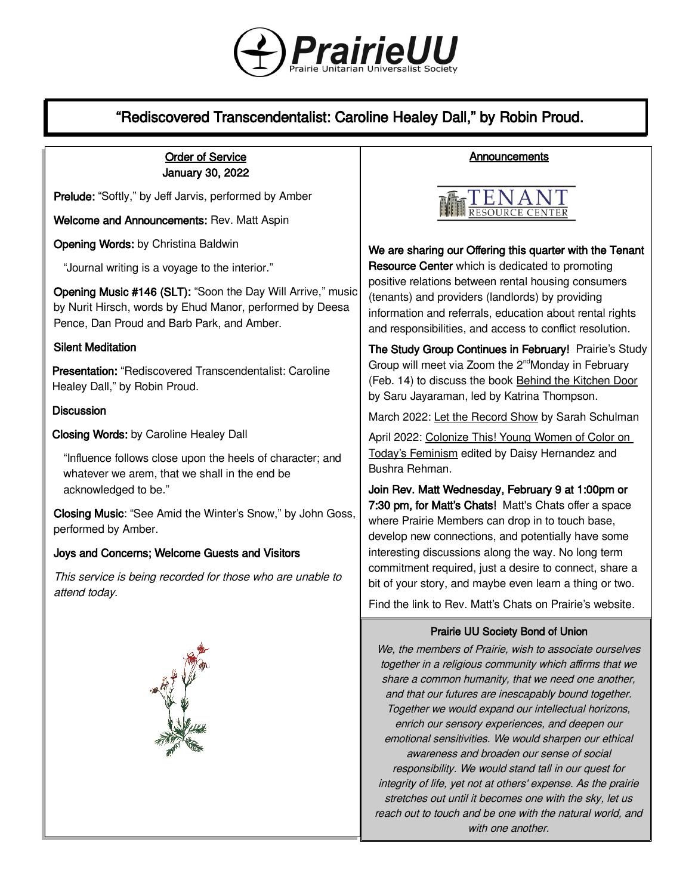# PrairieUU

Prairie Unitarian Universalist Society

## "Rediscovered Transcendentalist: Caroline Healey Dall," by Robin Proud.

### Order of Service
### January 30, 2022

**Prelude:** "Softly," by Jeff Jarvis, performed by Amber

**Welcome and Announcements:** Rev. Matt Aspin

**Opening Words:** by Christina Baldwin

"Journal writing is a voyage to the interior."

**Opening Music #146 (SLT):** "Soon the Day Will Arrive," music by Nurit Hirsch, words by Ehud Manor, performed by Deesa Pence, Dan Proud and Barb Park, and Amber.

**Silent Meditation**

**Presentation:** "Rediscovered Transcendentalist: Caroline Healey Dall," by Robin Proud.

**Discussion**

**Closing Words:** by Caroline Healey Dall

"Influence follows close upon the heels of character; and whatever we arem, that we shall in the end be acknowledged to be."

**Closing Music**: "See Amid the Winter's Snow," by John Goss, performed by Amber.

**Joys and Concerns; Welcome Guests and Visitors**

*This service is being recorded for those who are unable to attend today.*

### Announcements

TENANT RESOURCE CENTER

**We are sharing our Offering this quarter with the Tenant Resource Center** which is dedicated to promoting positive relations between rental housing consumers (tenants) and providers (landlords) by providing information and referrals, education about rental rights and responsibilities, and access to conflict resolution.

**The Study Group Continues in February!** Prairie's Study Group will meet via Zoom the 2nd Monday in February (Feb. 14) to discuss the book Behind the Kitchen Door by Saru Jayaraman, led by Katrina Thompson.

March 2022: Let the Record Show by Sarah Schulman

April 2022: Colonize This! Young Women of Color on Today's Feminism edited by Daisy Hernandez and Bushra Rehman.

**Join Rev. Matt Wednesday, February 9 at 1:00pm or 7:30 pm, for Matt's Chats!** Matt's Chats offer a space where Prairie Members can drop in to touch base, develop new connections, and potentially have some interesting discussions along the way. No long term commitment required, just a desire to connect, share a bit of your story, and maybe even learn a thing or two.

Find the link to Rev. Matt's Chats on Prairie's website.

### Prairie UU Society Bond of Union

*We, the members of Prairie, wish to associate ourselves together in a religious community which affirms that we share a common humanity, that we need one another, and that our futures are inescapably bound together. Together we would expand our intellectual horizons, enrich our sensory experiences, and deepen our emotional sensitivities. We would sharpen our ethical awareness and broaden our sense of social responsibility. We would stand tall in our quest for integrity of life, yet not at others' expense. As the prairie stretches out until it becomes one with the sky, let us reach out to touch and be one with the natural world, and with one another.*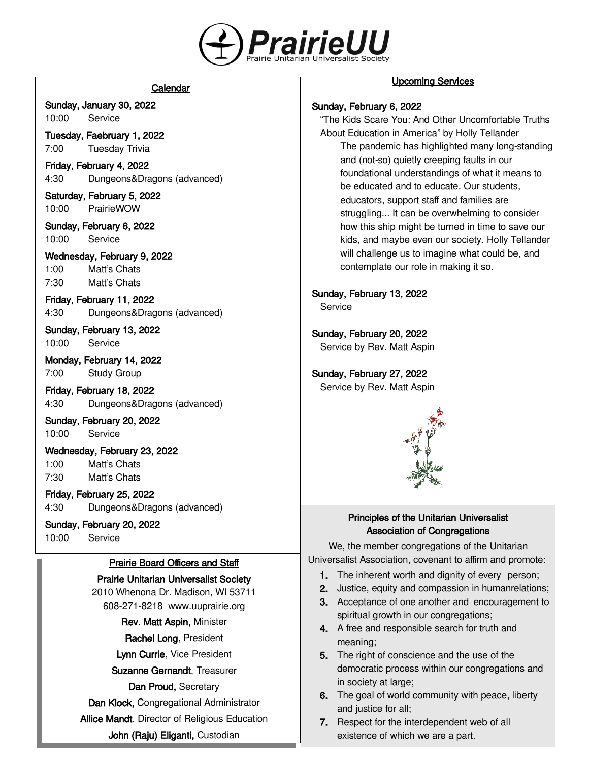# PrairieUU

Prairie Unitarian Universalist Society

## Calendar

**Sunday, January 30, 2022**
10:00 Service

**Tuesday, Faebruary 1, 2022**
7:00 Tuesday Trivia

**Friday, February 4, 2022**
4:30 Dungeons&Dragons (advanced)

**Saturday, February 5, 2022**
10:00 PrairieWOW

**Sunday, February 6, 2022**
10:00 Service

**Wednesday, February 9, 2022**
1:00 Matt's Chats
7:30 Matt's Chats

**Friday, February 11, 2022**
4:30 Dungeons&Dragons (advanced)

**Sunday, February 13, 2022**
10:00 Service

**Monday, February 14, 2022**
7:00 Study Group

**Friday, February 18, 2022**
4:30 Dungeons&Dragons (advanced)

**Sunday, February 20, 2022**
10:00 Service

**Wednesday, February 23, 2022**
1:00 Matt's Chats
7:30 Matt's Chats

**Friday, February 25, 2022**
4:30 Dungeons&Dragons (advanced)

**Sunday, February 20, 2022**
10:00 Service

## Prairie Board Officers and Staff

**Prairie Unitarian Universalist Society**
2010 Whenona Dr. Madison, WI 53711
608-271-8218 www.uuprairie.org

**Rev. Matt Aspin,** Minister
**Rachel Long**, President
**Lynn Currie**, Vice President
**Suzanne Gernandt**, Treasurer
**Dan Proud,** Secretary
**Dan Klock,** Congregational Administrator
**Allice Mandt**, Director of Religious Education
**John (Raju) Eliganti,** Custodian

## Upcoming Services

**Sunday, February 6, 2022**
"The Kids Scare You: And Other Uncomfortable Truths About Education in America" by Holly Tellander

The pandemic has highlighted many long-standing and (not-so) quietly creeping faults in our foundational understandings of what it means to be educated and to educate. Our students, educators, support staff and families are struggling... It can be overwhelming to consider how this ship might be turned in time to save our kids, and maybe even our society. Holly Tellander will challenge us to imagine what could be, and contemplate our role in making it so.

**Sunday, February 13, 2022**
Service

**Sunday, February 20, 2022**
Service by Rev. Matt Aspin

**Sunday, February 27, 2022**
Service by Rev. Matt Aspin

## Principles of the Unitarian Universalist Association of Congregations

We, the member congregations of the Unitarian Universalist Association, covenant to affirm and promote:

1. The inherent worth and dignity of every person;
2. Justice, equity and compassion in humanrelations;
3. Acceptance of one another and encouragement to spiritual growth in our congregations;
4. A free and responsible search for truth and meaning;
5. The right of conscience and the use of the democratic process within our congregations and in society at large;
6. The goal of world community with peace, liberty and justice for all;
7. Respect for the interdependent web of all existence of which we are a part.